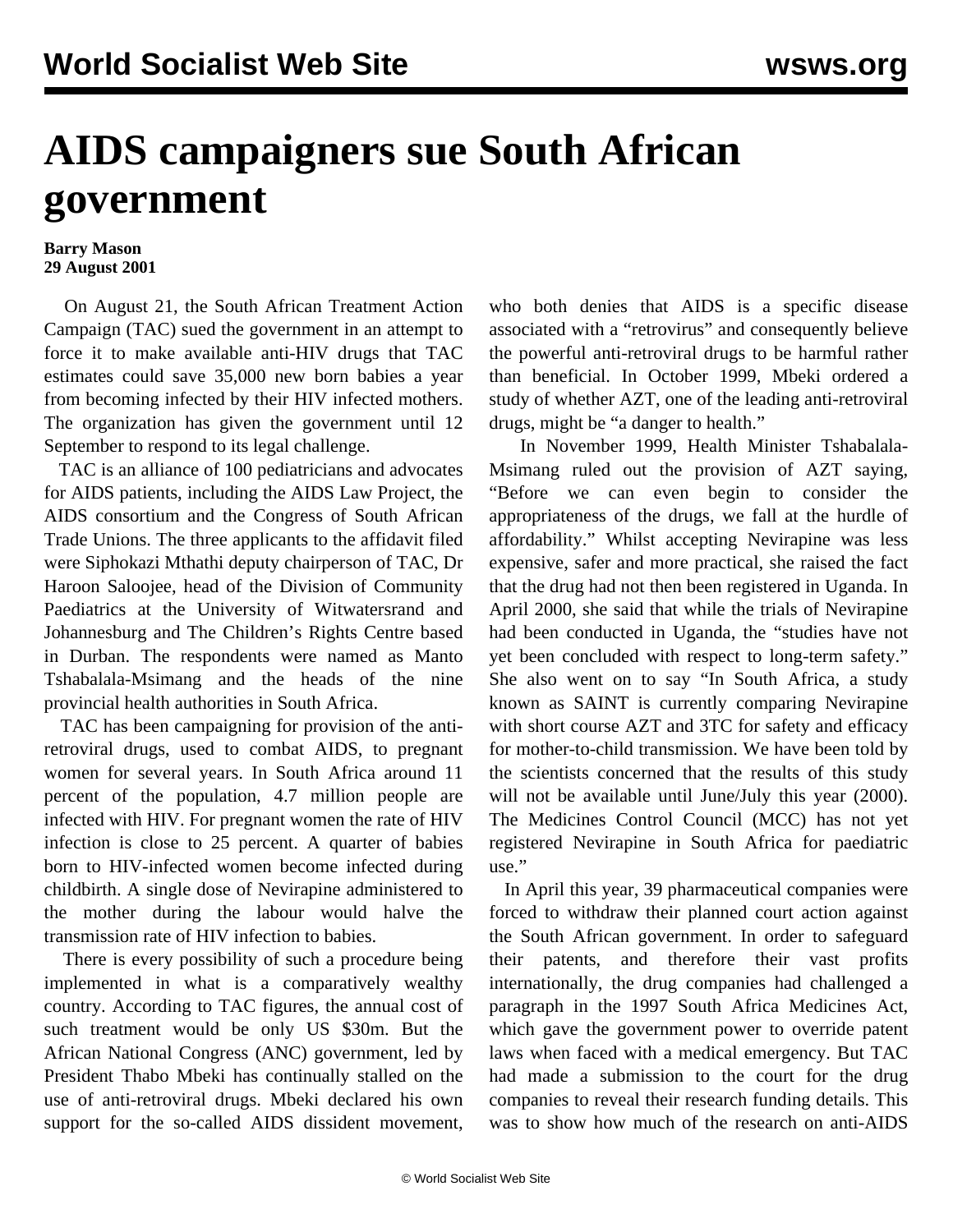# AIDS campaigners sue South African government

**Barry Mason**
**29 August 2001**

On August 21, the South African Treatment Action Campaign (TAC) sued the government in an attempt to force it to make available anti-HIV drugs that TAC estimates could save 35,000 new born babies a year from becoming infected by their HIV infected mothers. The organization has given the government until 12 September to respond to its legal challenge.

TAC is an alliance of 100 pediatricians and advocates for AIDS patients, including the AIDS Law Project, the AIDS consortium and the Congress of South African Trade Unions. The three applicants to the affidavit filed were Siphokazi Mthathi deputy chairperson of TAC, Dr Haroon Saloojee, head of the Division of Community Paediatrics at the University of Witwatersrand and Johannesburg and The Children's Rights Centre based in Durban. The respondents were named as Manto Tshabalala-Msimang and the heads of the nine provincial health authorities in South Africa.

TAC has been campaigning for provision of the anti-retroviral drugs, used to combat AIDS, to pregnant women for several years. In South Africa around 11 percent of the population, 4.7 million people are infected with HIV. For pregnant women the rate of HIV infection is close to 25 percent. A quarter of babies born to HIV-infected women become infected during childbirth. A single dose of Nevirapine administered to the mother during the labour would halve the transmission rate of HIV infection to babies.

There is every possibility of such a procedure being implemented in what is a comparatively wealthy country. According to TAC figures, the annual cost of such treatment would be only US $30m. But the African National Congress (ANC) government, led by President Thabo Mbeki has continually stalled on the use of anti-retroviral drugs. Mbeki declared his own support for the so-called AIDS dissident movement, who both denies that AIDS is a specific disease associated with a "retrovirus" and consequently believe the powerful anti-retroviral drugs to be harmful rather than beneficial. In October 1999, Mbeki ordered a study of whether AZT, one of the leading anti-retroviral drugs, might be "a danger to health."

In November 1999, Health Minister Tshabalala-Msimang ruled out the provision of AZT saying, "Before we can even begin to consider the appropriateness of the drugs, we fall at the hurdle of affordability." Whilst accepting Nevirapine was less expensive, safer and more practical, she raised the fact that the drug had not then been registered in Uganda. In April 2000, she said that while the trials of Nevirapine had been conducted in Uganda, the "studies have not yet been concluded with respect to long-term safety." She also went on to say "In South Africa, a study known as SAINT is currently comparing Nevirapine with short course AZT and 3TC for safety and efficacy for mother-to-child transmission. We have been told by the scientists concerned that the results of this study will not be available until June/July this year (2000). The Medicines Control Council (MCC) has not yet registered Nevirapine in South Africa for paediatric use."

In April this year, 39 pharmaceutical companies were forced to withdraw their planned court action against the South African government. In order to safeguard their patents, and therefore their vast profits internationally, the drug companies had challenged a paragraph in the 1997 South Africa Medicines Act, which gave the government power to override patent laws when faced with a medical emergency. But TAC had made a submission to the court for the drug companies to reveal their research funding details. This was to show how much of the research on anti-AIDS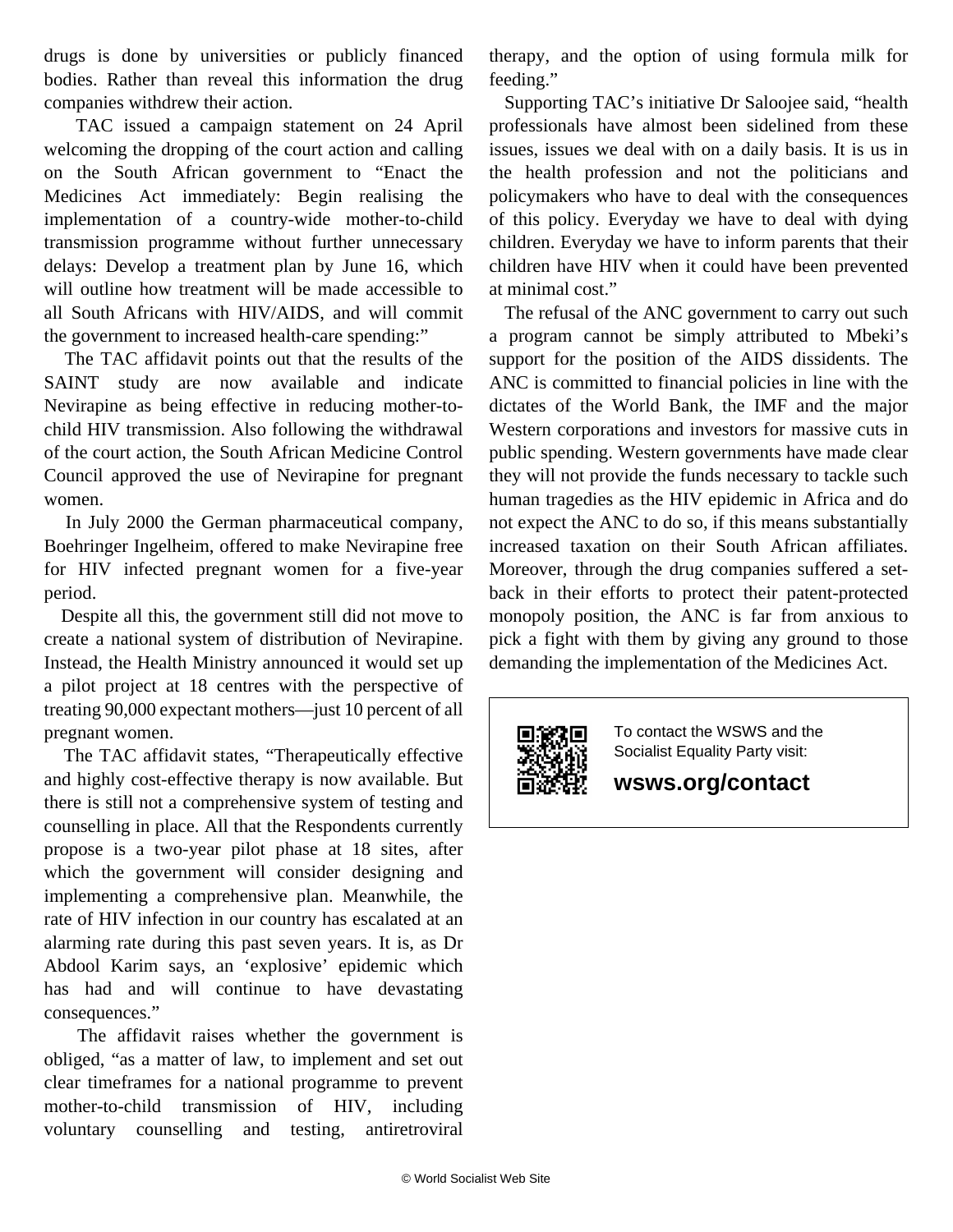drugs is done by universities or publicly financed bodies. Rather than reveal this information the drug companies withdrew their action.

TAC issued a campaign statement on 24 April welcoming the dropping of the court action and calling on the South African government to "Enact the Medicines Act immediately: Begin realising the implementation of a country-wide mother-to-child transmission programme without further unnecessary delays: Develop a treatment plan by June 16, which will outline how treatment will be made accessible to all South Africans with HIV/AIDS, and will commit the government to increased health-care spending:"

The TAC affidavit points out that the results of the SAINT study are now available and indicate Nevirapine as being effective in reducing mother-to-child HIV transmission. Also following the withdrawal of the court action, the South African Medicine Control Council approved the use of Nevirapine for pregnant women.

In July 2000 the German pharmaceutical company, Boehringer Ingelheim, offered to make Nevirapine free for HIV infected pregnant women for a five-year period.

Despite all this, the government still did not move to create a national system of distribution of Nevirapine. Instead, the Health Ministry announced it would set up a pilot project at 18 centres with the perspective of treating 90,000 expectant mothers—just 10 percent of all pregnant women.

The TAC affidavit states, "Therapeutically effective and highly cost-effective therapy is now available. But there is still not a comprehensive system of testing and counselling in place. All that the Respondents currently propose is a two-year pilot phase at 18 sites, after which the government will consider designing and implementing a comprehensive plan. Meanwhile, the rate of HIV infection in our country has escalated at an alarming rate during this past seven years. It is, as Dr Abdool Karim says, an 'explosive' epidemic which has had and will continue to have devastating consequences."

The affidavit raises whether the government is obliged, "as a matter of law, to implement and set out clear timeframes for a national programme to prevent mother-to-child transmission of HIV, including voluntary counselling and testing, antiretroviral therapy, and the option of using formula milk for feeding."

Supporting TAC's initiative Dr Saloojee said, "health professionals have almost been sidelined from these issues, issues we deal with on a daily basis. It is us in the health profession and not the politicians and policymakers who have to deal with the consequences of this policy. Everyday we have to deal with dying children. Everyday we have to inform parents that their children have HIV when it could have been prevented at minimal cost."

The refusal of the ANC government to carry out such a program cannot be simply attributed to Mbeki's support for the position of the AIDS dissidents. The ANC is committed to financial policies in line with the dictates of the World Bank, the IMF and the major Western corporations and investors for massive cuts in public spending. Western governments have made clear they will not provide the funds necessary to tackle such human tragedies as the HIV epidemic in Africa and do not expect the ANC to do so, if this means substantially increased taxation on their South African affiliates. Moreover, through the drug companies suffered a set-back in their efforts to protect their patent-protected monopoly position, the ANC is far from anxious to pick a fight with them by giving any ground to those demanding the implementation of the Medicines Act.

To contact the WSWS and the Socialist Equality Party visit:

**wsws.org/contact**